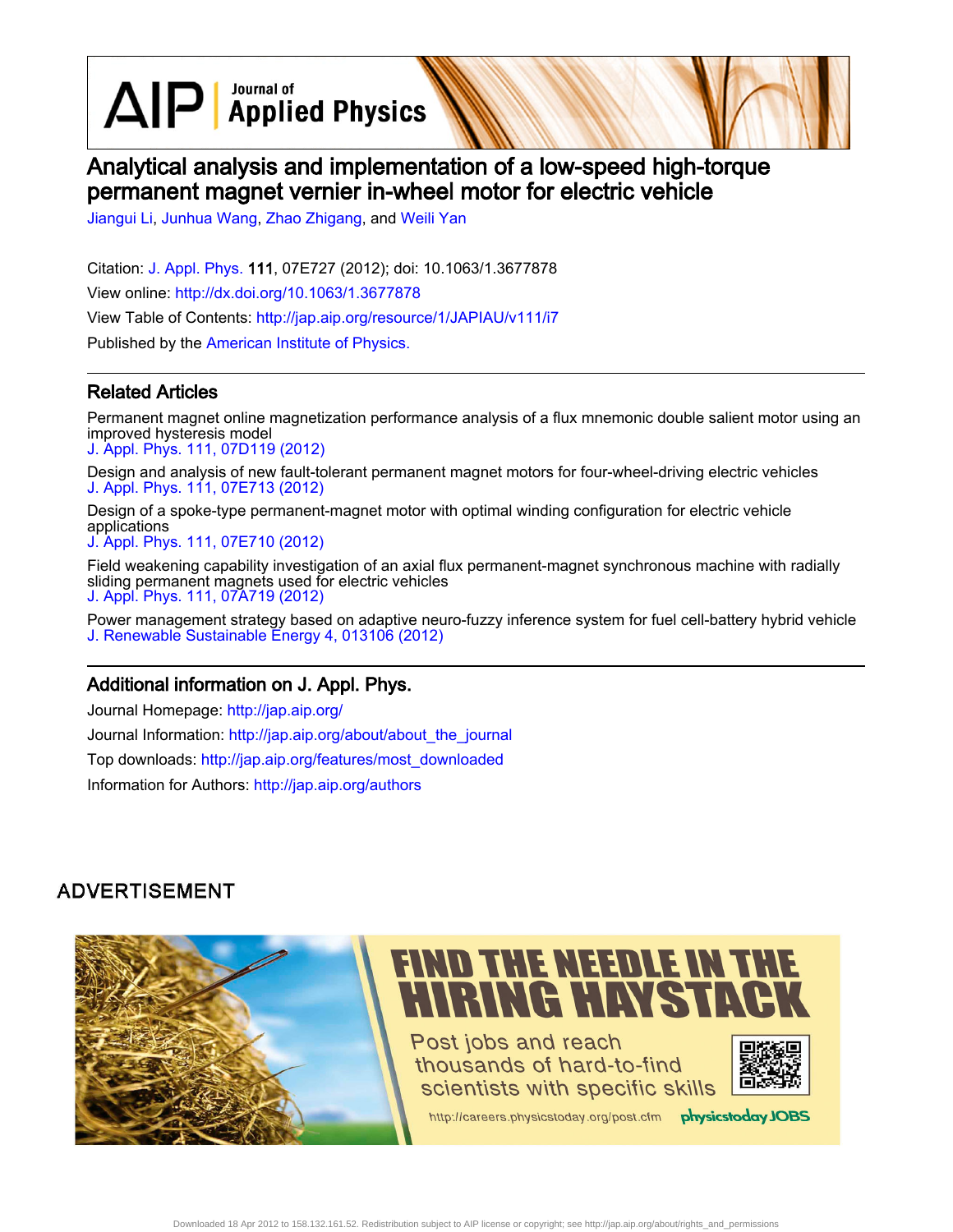# Analytical analysis and implementation of a low-speed high-torque permanent magnet vernier in-wheel motor for electric vehicle

Jiangui Li, Junhua Wang, Zhao Zhigang, and Weili Yan

Citation: J. Appl. Phys. **111**, 07E727 (2012); doi: 10.1063/1.3677878

View online: http://dx.doi.org/10.1063/1.3677878

View Table of Contents: http://jap.aip.org/resource/1/JAPIAU/v111/i7

Published by the American Institute of Physics.

## Related Articles

Permanent magnet online magnetization performance analysis of a flux mnemonic double salient motor using an improved hysteresis model
J. Appl. Phys. 111, 07D119 (2012)

Design and analysis of new fault-tolerant permanent magnet motors for four-wheel-driving electric vehicles
J. Appl. Phys. 111, 07E713 (2012)

Design of a spoke-type permanent-magnet motor with optimal winding configuration for electric vehicle applications
J. Appl. Phys. 111, 07E710 (2012)

Field weakening capability investigation of an axial flux permanent-magnet synchronous machine with radially sliding permanent magnets used for electric vehicles
J. Appl. Phys. 111, 07A719 (2012)

Power management strategy based on adaptive neuro-fuzzy inference system for fuel cell-battery hybrid vehicle
J. Renewable Sustainable Energy 4, 013106 (2012)

## Additional information on J. Appl. Phys.

Journal Homepage: http://jap.aip.org/

Journal Information: http://jap.aip.org/about/about_the_journal

Top downloads: http://jap.aip.org/features/most_downloaded

Information for Authors: http://jap.aip.org/authors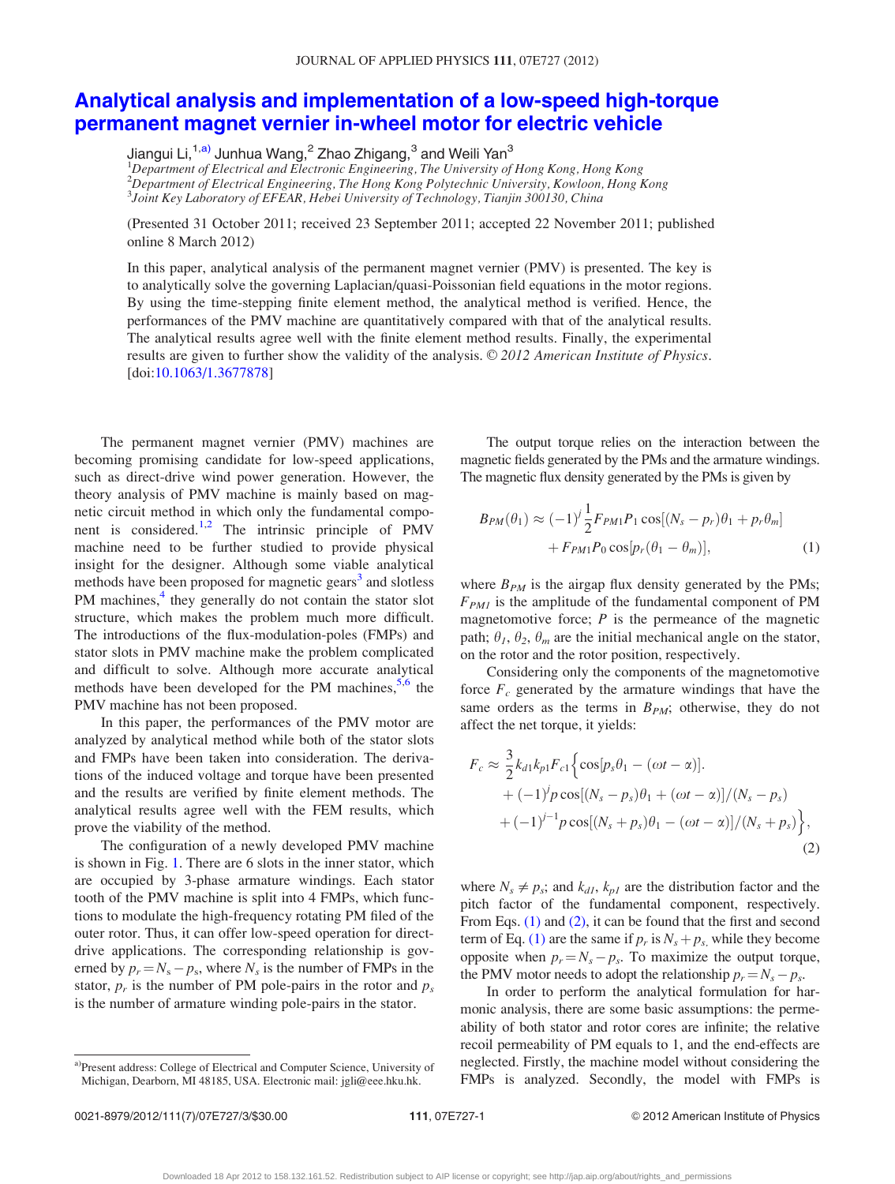# Analytical analysis and implementation of a low-speed high-torque permanent magnet vernier in-wheel motor for electric vehicle

Jiangui Li,[1,a)] Junhua Wang,[2] Zhao Zhigang,[3] and Weili Yan[3]

[1]*Department of Electrical and Electronic Engineering, The University of Hong Kong, Hong Kong*
[2]*Department of Electrical Engineering, The Hong Kong Polytechnic University, Kowloon, Hong Kong*
[3]*Joint Key Laboratory of EFEAR, Hebei University of Technology, Tianjin 300130, China*

(Presented 31 October 2011; received 23 September 2011; accepted 22 November 2011; published online 8 March 2012)

In this paper, analytical analysis of the permanent magnet vernier (PMV) is presented. The key is to analytically solve the governing Laplacian/quasi-Poissonian field equations in the motor regions. By using the time-stepping finite element method, the analytical method is verified. Hence, the performances of the PMV machine are quantitatively compared with that of the analytical results. The analytical results agree well with the finite element method results. Finally, the experimental results are given to further show the validity of the analysis. © *2012 American Institute of Physics*. [doi:10.1063/1.3677878]

The permanent magnet vernier (PMV) machines are becoming promising candidate for low-speed applications, such as direct-drive wind power generation. However, the theory analysis of PMV machine is mainly based on magnetic circuit method in which only the fundamental component is considered.[1,2] The intrinsic principle of PMV machine need to be further studied to provide physical insight for the designer. Although some viable analytical methods have been proposed for magnetic gears[3] and slotless PM machines,[4] they generally do not contain the stator slot structure, which makes the problem much more difficult. The introductions of the flux-modulation-poles (FMPs) and stator slots in PMV machine make the problem complicated and difficult to solve. Although more accurate analytical methods have been developed for the PM machines,[5,6] the PMV machine has not been proposed.

In this paper, the performances of the PMV motor are analyzed by analytical method while both of the stator slots and FMPs have been taken into consideration. The derivations of the induced voltage and torque have been presented and the results are verified by finite element methods. The analytical results agree well with the FEM results, which prove the viability of the method.

The configuration of a newly developed PMV machine is shown in Fig. 1. There are 6 slots in the inner stator, which are occupied by 3-phase armature windings. Each stator tooth of the PMV machine is split into 4 FMPs, which functions to modulate the high-frequency rotating PM filed of the outer rotor. Thus, it can offer low-speed operation for direct-drive applications. The corresponding relationship is governed by $p_r = N_s - p_s$, where $N_s$ is the number of FMPs in the stator, $p_r$ is the number of PM pole-pairs in the rotor and $p_s$ is the number of armature winding pole-pairs in the stator.

The output torque relies on the interaction between the magnetic fields generated by the PMs and the armature windings. The magnetic flux density generated by the PMs is given by

$$B_{PM}(\theta_1) \approx (-1)^j \frac{1}{2} F_{PM1} P_1 \cos[(N_s - p_r)\theta_1 + p_r\theta_m] + F_{PM1} P_0 \cos[p_r(\theta_1 - \theta_m)], \quad (1)$$

where $B_{PM}$ is the airgap flux density generated by the PMs; $F_{PM1}$ is the amplitude of the fundamental component of PM magnetomotive force; $P$ is the permeance of the magnetic path; $\theta_1$, $\theta_2$, $\theta_m$ are the initial mechanical angle on the stator, on the rotor and the rotor position, respectively.

Considering only the components of the magnetomotive force $F_c$ generated by the armature windings that have the same orders as the terms in $B_{PM}$; otherwise, they do not affect the net torque, it yields:

$$\begin{aligned} F_c \approx \frac{3}{2} k_{d1} k_{p1} F_{c1} \Big\{ & \cos[p_s\theta_1 - (\omega t - \alpha)]. \\ & + (-1)^j p \cos[(N_s - p_s)\theta_1 + (\omega t - \alpha)]/(N_s - p_s) \\ & + (-1)^{j-1} p \cos[(N_s + p_s)\theta_1 - (\omega t - \alpha)]/(N_s + p_s) \Big\}, \end{aligned} \quad (2)$$

where $N_s \neq p_s$; and $k_{d1}$, $k_{p1}$ are the distribution factor and the pitch factor of the fundamental component, respectively. From Eqs. (1) and (2), it can be found that the first and second term of Eq. (1) are the same if $p_r$ is $N_s + p_s$, while they become opposite when $p_r = N_s - p_s$. To maximize the output torque, the PMV motor needs to adopt the relationship $p_r = N_s - p_s$.

In order to perform the analytical formulation for harmonic analysis, there are some basic assumptions: the permeability of both stator and rotor cores are infinite; the relative recoil permeability of PM equals to 1, and the end-effects are neglected. Firstly, the machine model without considering the FMPs is analyzed. Secondly, the model with FMPs is

---

a)Present address: College of Electrical and Computer Science, University of Michigan, Dearborn, MI 48185, USA. Electronic mail: jgli@eee.hku.hk.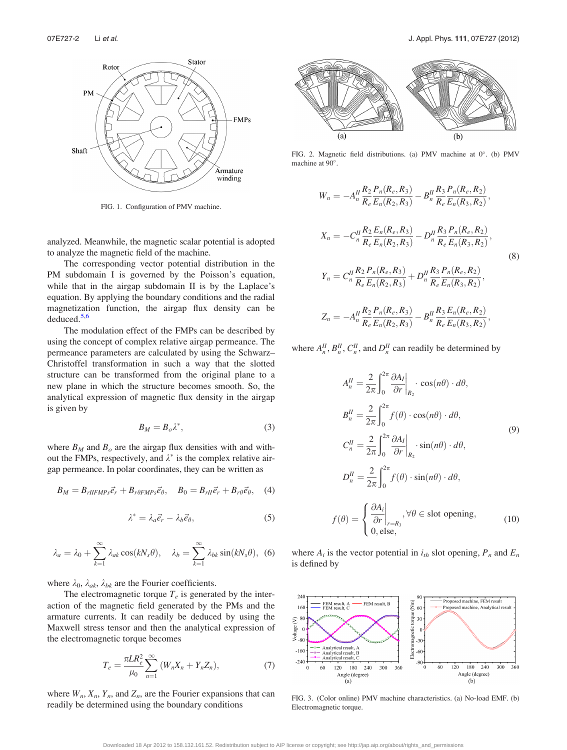FIG. 1. Configuration of PMV machine.

analyzed. Meanwhile, the magnetic scalar potential is adopted to analyze the magnetic field of the machine.

The corresponding vector potential distribution in the PM subdomain I is governed by the Poisson's equation, while that in the airgap subdomain II is by the Laplace's equation. By applying the boundary conditions and the radial magnetization function, the airgap flux density can be deduced.[5,6]

The modulation effect of the FMPs can be described by using the concept of complex relative airgap permeance. The permeance parameters are calculated by using the Schwarz–Christoffel transformation in such a way that the slotted structure can be transformed from the original plane to a new plane in which the structure becomes smooth. So, the analytical expression of magnetic flux density in the airgap is given by

$$B_M = B_o \lambda^*, \tag{3}$$

where $B_M$ and $B_o$ are the airgap flux densities with and without the FMPs, respectively, and $\lambda^*$ is the complex relative airgap permeance. In polar coordinates, they can be written as

$$B_M = B_{rIIFMPs}\vec{e}_r + B_{r\theta FMPs}\vec{e}_\theta, \quad B_0 = B_{rII}\vec{e}_r + B_{r\theta}\vec{e}_\theta, \tag{4}$$

$$\lambda^* = \lambda_a \vec{e}_r - \lambda_b \vec{e}_\theta, \tag{5}$$

$$\lambda_a = \lambda_0 + \sum_{k=1}^{\infty} \lambda_{ak}\cos(kN_s\theta), \quad \lambda_b = \sum_{k=1}^{\infty} \lambda_{bk}\sin(kN_s\theta), \tag{6}$$

where $\lambda_0$, $\lambda_{ak}$, $\lambda_{bk}$ are the Fourier coefficients.

The electromagnetic torque $T_e$ is generated by the interaction of the magnetic field generated by the PMs and the armature currents. It can readily be deduced by using the Maxwell stress tensor and then the analytical expression of the electromagnetic torque becomes

$$T_e = \frac{\pi L R_e^2}{\mu_0}\sum_{n=1}^{\infty}(W_n X_n + Y_n Z_n), \tag{7}$$

where $W_n$, $X_n$, $Y_n$, and $Z_n$, are the Fourier expansions that can readily be determined using the boundary conditions

FIG. 2. Magnetic field distributions. (a) PMV machine at 0°. (b) PMV machine at 90°.

$$
\begin{aligned}
W_n &= -A_n^{II}\frac{R_2}{R_e}\frac{P_n(R_e,R_3)}{E_n(R_2,R_3)} - B_n^{II}\frac{R_3}{R_e}\frac{P_n(R_e,R_2)}{E_n(R_3,R_2)},\\
X_n &= -C_n^{II}\frac{R_2}{R_e}\frac{E_n(R_e,R_3)}{E_n(R_2,R_3)} - D_n^{II}\frac{R_3}{R_e}\frac{P_n(R_e,R_2)}{E_n(R_3,R_2)},\\
Y_n &= C_n^{II}\frac{R_2}{R_e}\frac{P_n(R_e,R_3)}{E_n(R_2,R_3)} + D_n^{II}\frac{R_3}{R_e}\frac{P_n(R_e,R_2)}{E_n(R_3,R_2)},\\
Z_n &= -A_n^{II}\frac{R_2}{R_e}\frac{P_n(R_e,R_3)}{E_n(R_2,R_3)} - B_n^{II}\frac{R_3}{R_e}\frac{E_n(R_e,R_2)}{E_n(R_3,R_2)},
\end{aligned}
\tag{8}
$$

where $A_n^{II}$, $B_n^{II}$, $C_n^{II}$, and $D_n^{II}$ can readily be determined by

$$
\begin{aligned}
A_n^{II} &= \frac{2}{2\pi}\int_0^{2\pi}\left.\frac{\partial A_I}{\partial r}\right|_{R_2}\cdot\cos(n\theta)\cdot d\theta,\\
B_n^{II} &= \frac{2}{2\pi}\int_0^{2\pi} f(\theta)\cdot\cos(n\theta)\cdot d\theta,\\
C_n^{II} &= \frac{2}{2\pi}\int_0^{2\pi}\left.\frac{\partial A_I}{\partial r}\right|_{R_2}\cdot\sin(n\theta)\cdot d\theta,\\
D_n^{II} &= \frac{2}{2\pi}\int_0^{2\pi} f(\theta)\cdot\sin(n\theta)\cdot d\theta,
\end{aligned}
\tag{9}
$$

$$
f(\theta) = \begin{cases} \left.\dfrac{\partial A_i}{\partial r}\right|_{r=R_3}, \forall\theta \in \text{slot opening}, \\ 0, \text{else}, \end{cases} \tag{10}
$$

where $A_i$ is the vector potential in $i_{th}$ slot opening, $P_n$ and $E_n$ is defined by

FIG. 3. (Color online) PMV machine characteristics. (a) No-load EMF. (b) Electromagnetic torque.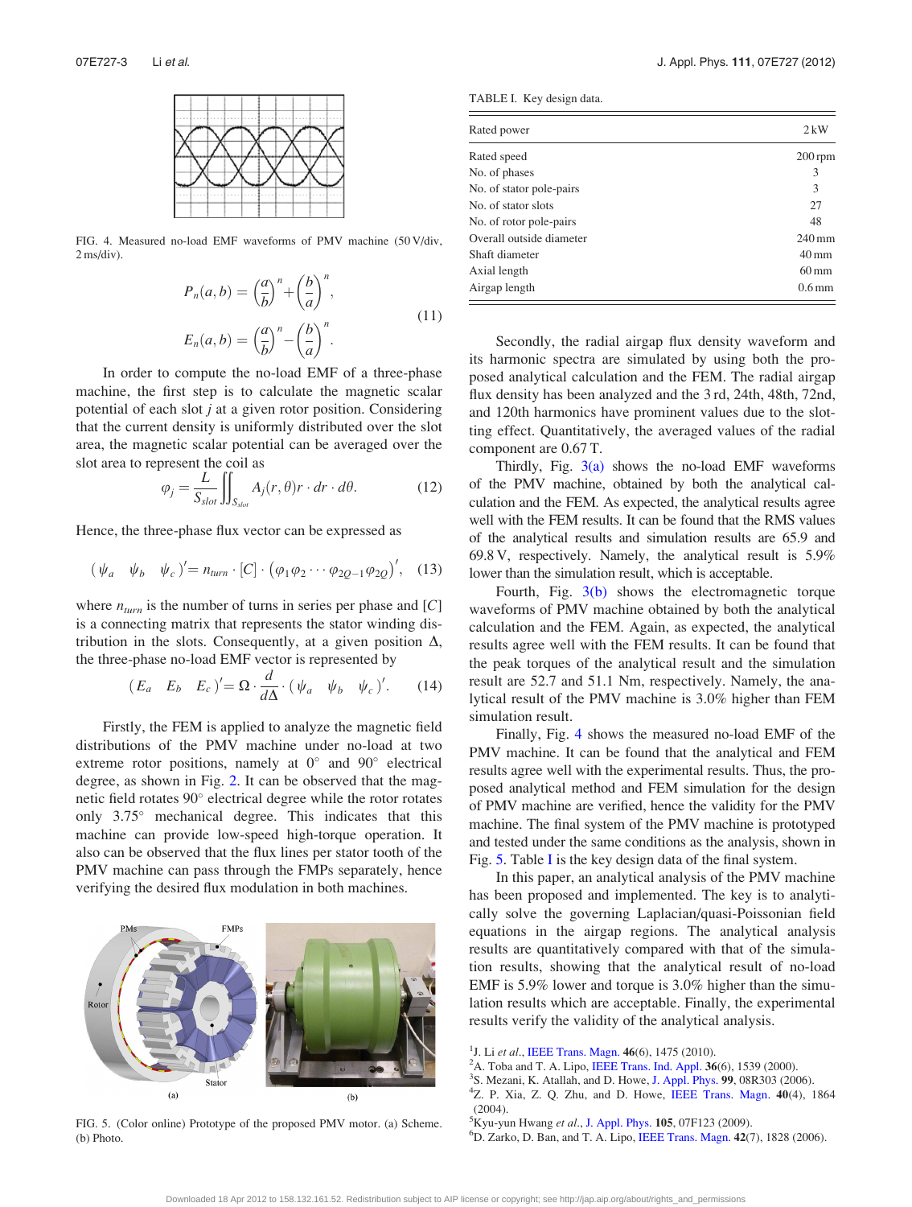FIG. 4. Measured no-load EMF waveforms of PMV machine (50 V/div, 2 ms/div).

$$P_n(a,b) = \left(\frac{a}{b}\right)^n + \left(\frac{b}{a}\right)^n,$$
$$E_n(a,b) = \left(\frac{a}{b}\right)^n - \left(\frac{b}{a}\right)^n. \tag{11}$$

In order to compute the no-load EMF of a three-phase machine, the first step is to calculate the magnetic scalar potential of each slot $j$ at a given rotor position. Considering that the current density is uniformly distributed over the slot area, the magnetic scalar potential can be averaged over the slot area to represent the coil as

$$\varphi_j = \frac{L}{S_{slot}} \iint_{S_{slot}} A_j(r,\theta) r \cdot dr \cdot d\theta. \tag{12}$$

Hence, the three-phase flux vector can be expressed as

$$(\psi_a \quad \psi_b \quad \psi_c)' = n_{turn} \cdot [C] \cdot (\varphi_1 \varphi_2 \cdots \varphi_{2Q-1} \varphi_{2Q})', \tag{13}$$

where $n_{turn}$ is the number of turns in series per phase and $[C]$ is a connecting matrix that represents the stator winding distribution in the slots. Consequently, at a given position $\Delta$, the three-phase no-load EMF vector is represented by

$$(E_a \quad E_b \quad E_c)' = \Omega \cdot \frac{d}{d\Delta} \cdot (\psi_a \quad \psi_b \quad \psi_c)'. \tag{14}$$

Firstly, the FEM is applied to analyze the magnetic field distributions of the PMV machine under no-load at two extreme rotor positions, namely at 0° and 90° electrical degree, as shown in Fig. 2. It can be observed that the magnetic field rotates 90° electrical degree while the rotor rotates only 3.75° mechanical degree. This indicates that this machine can provide low-speed high-torque operation. It also can be observed that the flux lines per stator tooth of the PMV machine can pass through the FMPs separately, hence verifying the desired flux modulation in both machines.

PMs
FMPs
Rotor
Stator
(a)
(b)

FIG. 5. (Color online) Prototype of the proposed PMV motor. (a) Scheme. (b) Photo.

TABLE I. Key design data.

| | |
|---|---|
| Rated power | 2 kW |
| Rated speed | 200 rpm |
| No. of phases | 3 |
| No. of stator pole-pairs | 3 |
| No. of stator slots | 27 |
| No. of rotor pole-pairs | 48 |
| Overall outside diameter | 240 mm |
| Shaft diameter | 40 mm |
| Axial length | 60 mm |
| Airgap length | 0.6 mm |

Secondly, the radial airgap flux density waveform and its harmonic spectra are simulated by using both the proposed analytical calculation and the FEM. The radial airgap flux density has been analyzed and the 3 rd, 24th, 48th, 72nd, and 120th harmonics have prominent values due to the slotting effect. Quantitatively, the averaged values of the radial component are 0.67 T.

Thirdly, Fig. 3(a) shows the no-load EMF waveforms of the PMV machine, obtained by both the analytical calculation and the FEM. As expected, the analytical results agree well with the FEM results. It can be found that the RMS values of the analytical results and simulation results are 65.9 and 69.8 V, respectively. Namely, the analytical result is 5.9% lower than the simulation result, which is acceptable.

Fourth, Fig. 3(b) shows the electromagnetic torque waveforms of PMV machine obtained by both the analytical calculation and the FEM. Again, as expected, the analytical results agree well with the FEM results. It can be found that the peak torques of the analytical result and the simulation result are 52.7 and 51.1 Nm, respectively. Namely, the analytical result of the PMV machine is 3.0% higher than FEM simulation result.

Finally, Fig. 4 shows the measured no-load EMF of the PMV machine. It can be found that the analytical and FEM results agree well with the experimental results. Thus, the proposed analytical method and FEM simulation for the design of PMV machine are verified, hence the validity for the PMV machine. The final system of the PMV machine is prototyped and tested under the same conditions as the analysis, shown in Fig. 5. Table I is the key design data of the final system.

In this paper, an analytical analysis of the PMV machine has been proposed and implemented. The key is to analytically solve the governing Laplacian/quasi-Poissonian field equations in the airgap regions. The analytical analysis results are quantitatively compared with that of the simulation results, showing that the analytical result of no-load EMF is 5.9% lower and torque is 3.0% higher than the simulation results which are acceptable. Finally, the experimental results verify the validity of the analytical analysis.

[1] J. Li *et al.*, IEEE Trans. Magn. **46**(6), 1475 (2010).

[2] A. Toba and T. A. Lipo, IEEE Trans. Ind. Appl. **36**(6), 1539 (2000).

[3] S. Mezani, K. Atallah, and D. Howe, J. Appl. Phys. **99**, 08R303 (2006).

[4] Z. P. Xia, Z. Q. Zhu, and D. Howe, IEEE Trans. Magn. **40**(4), 1864 (2004).

[5] Kyu-yun Hwang *et al.*, J. Appl. Phys. **105**, 07F123 (2009).

[6] D. Zarko, D. Ban, and T. A. Lipo, IEEE Trans. Magn. **42**(7), 1828 (2006).